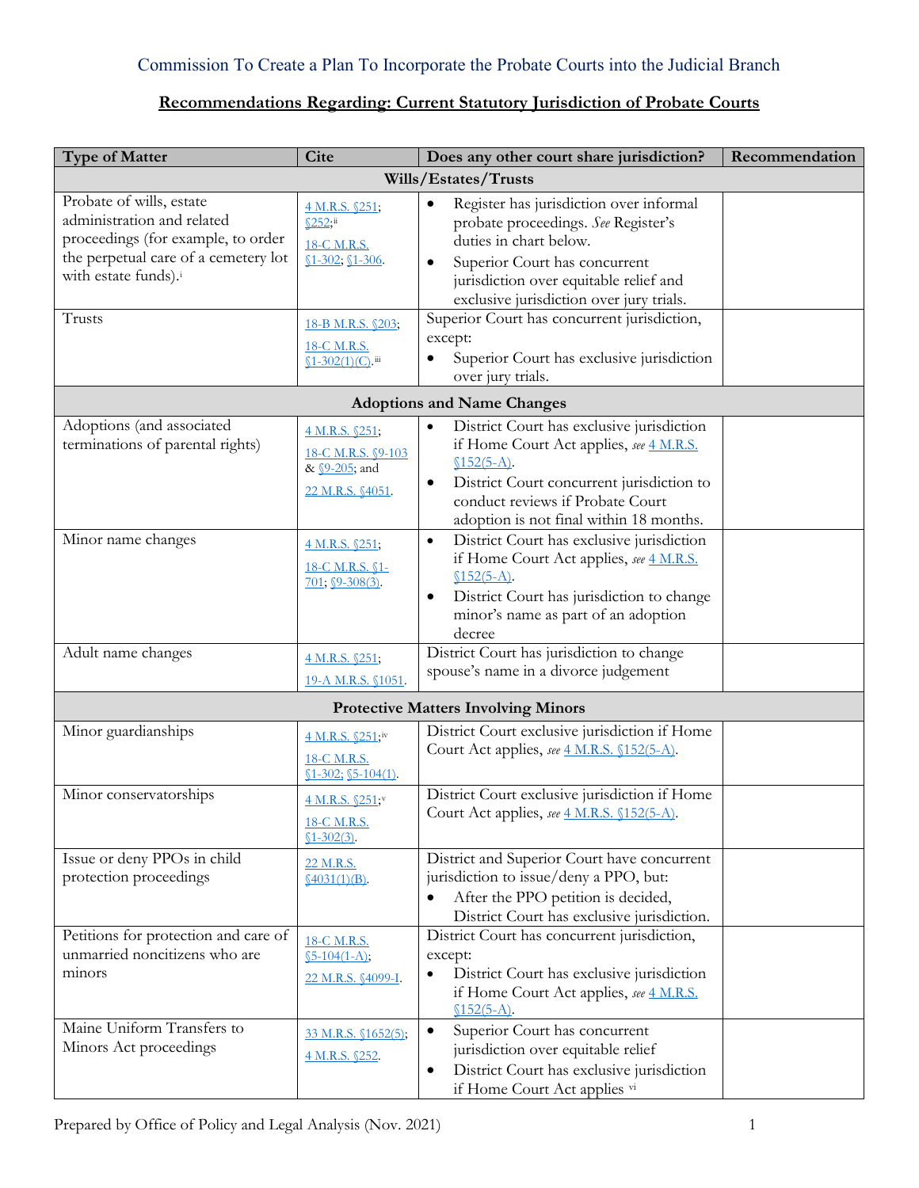Commission To Create a Plan To Incorporate the Probate Courts into the Judicial Branch

## Recommendations Regarding: Current Statutory Jurisdiction of Probate Courts

| Type of Matter | Cite | Does any other court share jurisdiction? | Recommendation |
|---|---|---|---|
| **Wills/Estates/Trusts** | | | |
| Probate of wills, estate administration and related proceedings (for example, to order the perpetual care of a cemetery lot with estate funds).[i] | 4 M.R.S. §251; §252;[ii] 18-C M.R.S. §1-302; §1-306. | • Register has jurisdiction over informal probate proceedings. *See* Register's duties in chart below. • Superior Court has concurrent jurisdiction over equitable relief and exclusive jurisdiction over jury trials. | |
| Trusts | 18-B M.R.S. §203; 18-C M.R.S. §1-302(1)(C).[iii] | Superior Court has concurrent jurisdiction, except: • Superior Court has exclusive jurisdiction over jury trials. | |
| **Adoptions and Name Changes** | | | |
| Adoptions (and associated terminations of parental rights) | 4 M.R.S. §251; 18-C M.R.S. §9-103 & §9-205; and 22 M.R.S. §4051. | • District Court has exclusive jurisdiction if Home Court Act applies, *see* 4 M.R.S. §152(5-A). • District Court concurrent jurisdiction to conduct reviews if Probate Court adoption is not final within 18 months. | |
| Minor name changes | 4 M.R.S. §251; 18-C M.R.S. §1-701; §9-308(3). | • District Court has exclusive jurisdiction if Home Court Act applies, *see* 4 M.R.S. §152(5-A). • District Court has jurisdiction to change minor's name as part of an adoption decree | |
| Adult name changes | 4 M.R.S. §251; 19-A M.R.S. §1051. | District Court has jurisdiction to change spouse's name in a divorce judgement | |
| **Protective Matters Involving Minors** | | | |
| Minor guardianships | 4 M.R.S. §251;[iv] 18-C M.R.S. §1-302; §5-104(1). | District Court exclusive jurisdiction if Home Court Act applies, *see* 4 M.R.S. §152(5-A). | |
| Minor conservatorships | 4 M.R.S. §251;[v] 18-C M.R.S. §1-302(3). | District Court exclusive jurisdiction if Home Court Act applies, *see* 4 M.R.S. §152(5-A). | |
| Issue or deny PPOs in child protection proceedings | 22 M.R.S. §4031(1)(B). | District and Superior Court have concurrent jurisdiction to issue/deny a PPO, but: • After the PPO petition is decided, District Court has exclusive jurisdiction. | |
| Petitions for protection and care of unmarried noncitizens who are minors | 18-C M.R.S. §5-104(1-A); 22 M.R.S. §4099-I. | District Court has concurrent jurisdiction, except: • District Court has exclusive jurisdiction if Home Court Act applies, *see* 4 M.R.S. §152(5-A). | |
| Maine Uniform Transfers to Minors Act proceedings | 33 M.R.S. §1652(5); 4 M.R.S. §252. | • Superior Court has concurrent jurisdiction over equitable relief • District Court has exclusive jurisdiction if Home Court Act applies [vi] | |

Prepared by Office of Policy and Legal Analysis (Nov. 2021)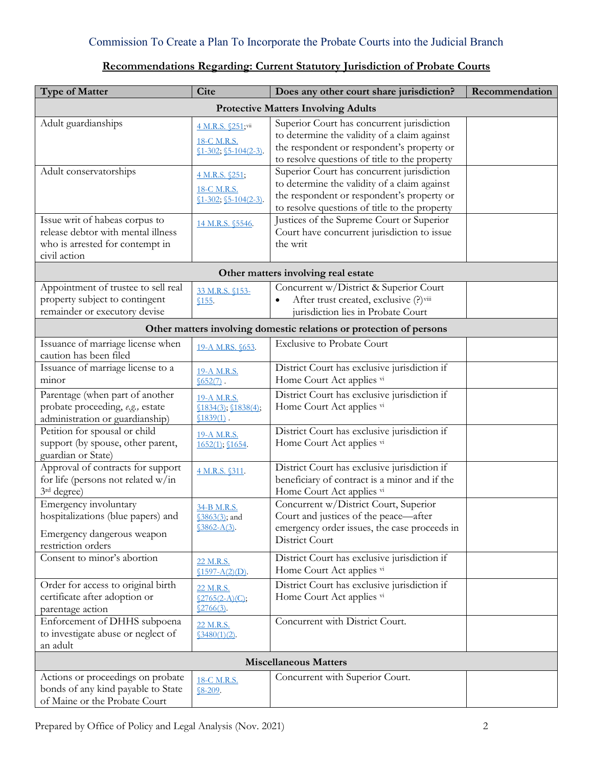Commission To Create a Plan To Incorporate the Probate Courts into the Judicial Branch

## Recommendations Regarding: Current Statutory Jurisdiction of Probate Courts

| Type of Matter | Cite | Does any other court share jurisdiction? | Recommendation |
|---|---|---|---|
| **Protective Matters Involving Adults** | | | |
| Adult guardianships | 4 M.R.S. §251;[vii] 18-C M.R.S. §1-302; §5-104(2-3). | Superior Court has concurrent jurisdiction to determine the validity of a claim against the respondent or respondent's property or to resolve questions of title to the property | |
| Adult conservatorships | 4 M.R.S. §251; 18-C M.R.S. §1-302; §5-104(2-3). | Superior Court has concurrent jurisdiction to determine the validity of a claim against the respondent or respondent's property or to resolve questions of title to the property | |
| Issue writ of habeas corpus to release debtor with mental illness who is arrested for contempt in civil action | 14 M.R.S. §5546. | Justices of the Supreme Court or Superior Court have concurrent jurisdiction to issue the writ | |
| **Other matters involving real estate** | | | |
| Appointment of trustee to sell real property subject to contingent remainder or executory devise | 33 M.R.S. §153-§155. | Concurrent w/District & Superior Court<br>• After trust created, exclusive (?)[viii] jurisdiction lies in Probate Court | |
| **Other matters involving domestic relations or protection of persons** | | | |
| Issuance of marriage license when caution has been filed | 19-A M.RS. §653. | Exclusive to Probate Court | |
| Issuance of marriage license to a minor | 19-A M.R.S. §652(7) . | District Court has exclusive jurisdiction if Home Court Act applies [vi] | |
| Parentage (when part of another probate proceeding, *e.g.,* estate administration or guardianship) | 19-A M.R.S. §1834(3); §1838(4); §1839(1) . | District Court has exclusive jurisdiction if Home Court Act applies [vi] | |
| Petition for spousal or child support (by spouse, other parent, guardian or State) | 19-A M.R.S. 1652(1); §1654. | District Court has exclusive jurisdiction if Home Court Act applies [vi] | |
| Approval of contracts for support for life (persons not related w/in 3rd degree) | 4 M.R.S. §311. | District Court has exclusive jurisdiction if beneficiary of contract is a minor and if the Home Court Act applies [vi] | |
| Emergency involuntary hospitalizations (blue papers) and<br>Emergency dangerous weapon restriction orders | 34-B M.R.S. §3863(3); and §3862-A(3). | Concurrent w/District Court, Superior Court and justices of the peace—after emergency order issues, the case proceeds in District Court | |
| Consent to minor's abortion | 22 M.R.S. §1597-A(2)(D). | District Court has exclusive jurisdiction if Home Court Act applies [vi] | |
| Order for access to original birth certificate after adoption or parentage action | 22 M.R.S. §2765(2-A)(C); §2766(3). | District Court has exclusive jurisdiction if Home Court Act applies [vi] | |
| Enforcement of DHHS subpoena to investigate abuse or neglect of an adult | 22 M.R.S. §3480(1)(2). | Concurrent with District Court. | |
| **Miscellaneous Matters** | | | |
| Actions or proceedings on probate bonds of any kind payable to State of Maine or the Probate Court | 18-C M.R.S. §8-209. | Concurrent with Superior Court. | |

Prepared by Office of Policy and Legal Analysis (Nov. 2021)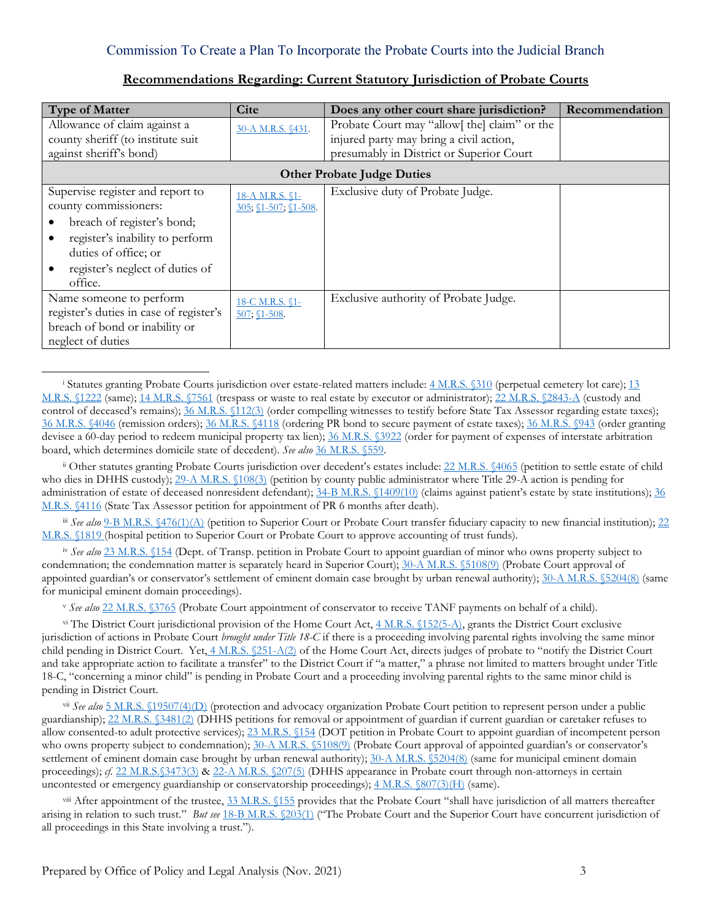Commission To Create a Plan To Incorporate the Probate Courts into the Judicial Branch

**Recommendations Regarding: Current Statutory Jurisdiction of Probate Courts**

| Type of Matter | Cite | Does any other court share jurisdiction? | Recommendation |
|---|---|---|---|
| Allowance of claim against a county sheriff (to institute suit against sheriff's bond) | 30-A M.R.S. §431. | Probate Court may "allow[ the] claim" or the injured party may bring a civil action, presumably in District or Superior Court | |
| **Other Probate Judge Duties** | | | |
| Supervise register and report to county commissioners: <br>• breach of register's bond; <br>• register's inability to perform duties of office; or <br>• register's neglect of duties of office. | 18-A M.R.S. §1-305; §1-507; §1-508. | Exclusive duty of Probate Judge. | |
| Name someone to perform register's duties in case of register's breach of bond or inability or neglect of duties | 18-C M.R.S. §1-507; §1-508. | Exclusive authority of Probate Judge. | |

---

[i] Statutes granting Probate Courts jurisdiction over estate-related matters include: 4 M.R.S. §310 (perpetual cemetery lot care); 13 M.R.S. §1222 (same); 14 M.R.S. §7561 (trespass or waste to real estate by executor or administrator); 22 M.R.S. §2843-A (custody and control of deceased's remains); 36 M.R.S. §112(3) (order compelling witnesses to testify before State Tax Assessor regarding estate taxes); 36 M.R.S. §4046 (remission orders); 36 M.R.S. §4118 (ordering PR bond to secure payment of estate taxes); 36 M.R.S. §943 (order granting devisee a 60-day period to redeem municipal property tax lien); 36 M.R.S. §3922 (order for payment of expenses of interstate arbitration board, which determines domicile state of decedent). *See also* 36 M.R.S. §559.

[ii] Other statutes granting Probate Courts jurisdiction over decedent's estates include: 22 M.R.S. §4065 (petition to settle estate of child who dies in DHHS custody); 29-A M.R.S. §108(3) (petition by county public administrator where Title 29-A action is pending for administration of estate of deceased nonresident defendant); 34-B M.R.S. §1409(10) (claims against patient's estate by state institutions); 36 M.R.S. §4116 (State Tax Assessor petition for appointment of PR 6 months after death).

[iii] *See also* 9-B M.R.S. §476(1)(A) (petition to Superior Court or Probate Court transfer fiduciary capacity to new financial institution); 22 M.R.S. §1819 (hospital petition to Superior Court or Probate Court to approve accounting of trust funds).

[iv] *See also* 23 M.R.S. §154 (Dept. of Transp. petition in Probate Court to appoint guardian of minor who owns property subject to condemnation; the condemnation matter is separately heard in Superior Court); 30-A M.R.S. §5108(9) (Probate Court approval of appointed guardian's or conservator's settlement of eminent domain case brought by urban renewal authority); 30-A M.R.S. §5204(8) (same for municipal eminent domain proceedings).

[v] *See also* 22 M.R.S. §3765 (Probate Court appointment of conservator to receive TANF payments on behalf of a child).

[vi] The District Court jurisdictional provision of the Home Court Act, 4 M.R.S. §152(5-A), grants the District Court exclusive jurisdiction of actions in Probate Court *brought under Title 18-C* if there is a proceeding involving parental rights involving the same minor child pending in District Court. Yet, 4 M.R.S. §251-A(2) of the Home Court Act, directs judges of probate to "notify the District Court and take appropriate action to facilitate a transfer" to the District Court if "a matter," a phrase not limited to matters brought under Title 18-C, "concerning a minor child" is pending in Probate Court and a proceeding involving parental rights to the same minor child is pending in District Court.

[vii] *See also* 5 M.R.S. §19507(4)(D) (protection and advocacy organization Probate Court petition to represent person under a public guardianship); 22 M.R.S. §3481(2) (DHHS petitions for removal or appointment of guardian if current guardian or caretaker refuses to allow consented-to adult protective services); 23 M.R.S. §154 (DOT petition in Probate Court to appoint guardian of incompetent person who owns property subject to condemnation); 30-A M.R.S. §5108(9) (Probate Court approval of appointed guardian's or conservator's settlement of eminent domain case brought by urban renewal authority); 30-A M.R.S. §5204(8) (same for municipal eminent domain proceedings); *cf.* 22 M.R.S.§3473(3) & 22-A M.R.S. §207(5) (DHHS appearance in Probate court through non-attorneys in certain uncontested or emergency guardianship or conservatorship proceedings); 4 M.R.S. §807(3)(H) (same).

[viii] After appointment of the trustee, 33 M.R.S. §155 provides that the Probate Court "shall have jurisdiction of all matters thereafter arising in relation to such trust." *But see* 18-B M.R.S. §203(1) ("The Probate Court and the Superior Court have concurrent jurisdiction of all proceedings in this State involving a trust.").

Prepared by Office of Policy and Legal Analysis (Nov. 2021)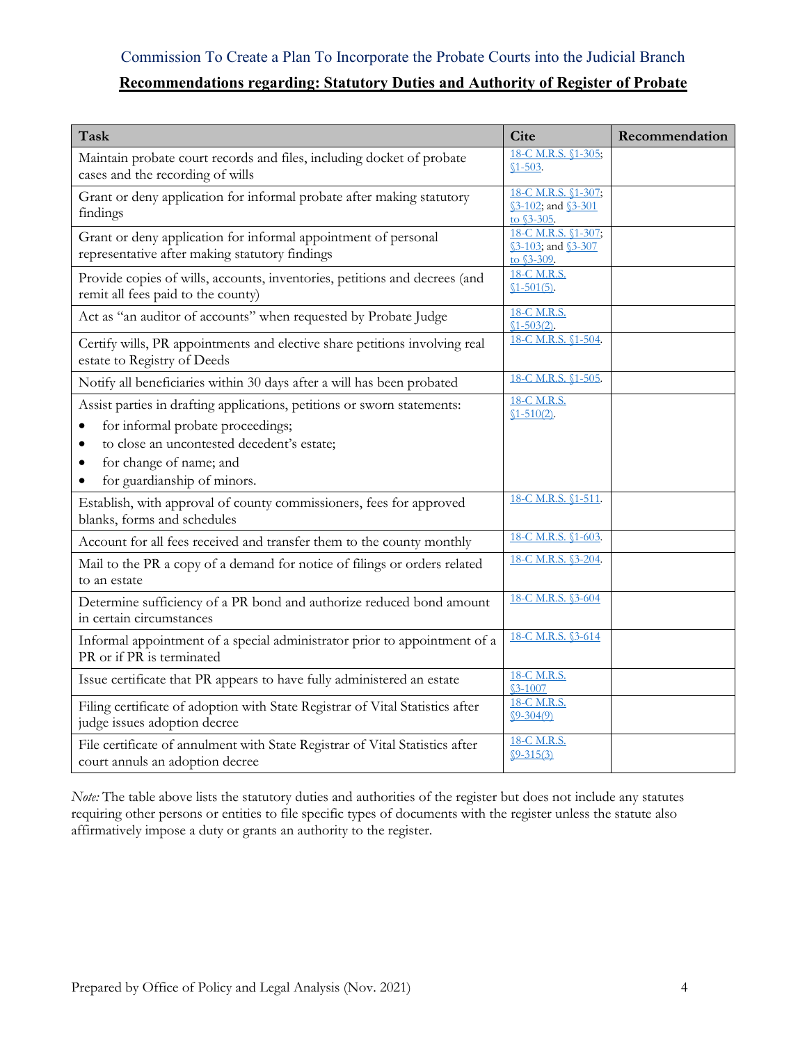Commission To Create a Plan To Incorporate the Probate Courts into the Judicial Branch

**Recommendations regarding: Statutory Duties and Authority of Register of Probate**

| Task | Cite | Recommendation |
|---|---|---|
| Maintain probate court records and files, including docket of probate cases and the recording of wills | 18-C M.R.S. §1-305; §1-503. | |
| Grant or deny application for informal probate after making statutory findings | 18-C M.R.S. §1-307; §3-102; and §3-301 to §3-305. | |
| Grant or deny application for informal appointment of personal representative after making statutory findings | 18-C M.R.S. §1-307; §3-103; and §3-307 to §3-309. | |
| Provide copies of wills, accounts, inventories, petitions and decrees (and remit all fees paid to the county) | 18-C M.R.S. §1-501(5). | |
| Act as "an auditor of accounts" when requested by Probate Judge | 18-C M.R.S. §1-503(2). | |
| Certify wills, PR appointments and elective share petitions involving real estate to Registry of Deeds | 18-C M.R.S. §1-504. | |
| Notify all beneficiaries within 30 days after a will has been probated | 18-C M.R.S. §1-505. | |
| Assist parties in drafting applications, petitions or sworn statements:<br>• for informal probate proceedings;<br>• to close an uncontested decedent's estate;<br>• for change of name; and<br>• for guardianship of minors. | 18-C M.R.S. §1-510(2). | |
| Establish, with approval of county commissioners, fees for approved blanks, forms and schedules | 18-C M.R.S. §1-511. | |
| Account for all fees received and transfer them to the county monthly | 18-C M.R.S. §1-603. | |
| Mail to the PR a copy of a demand for notice of filings or orders related to an estate | 18-C M.R.S. §3-204. | |
| Determine sufficiency of a PR bond and authorize reduced bond amount in certain circumstances | 18-C M.R.S. §3-604 | |
| Informal appointment of a special administrator prior to appointment of a PR or if PR is terminated | 18-C M.R.S. §3-614 | |
| Issue certificate that PR appears to have fully administered an estate | 18-C M.R.S. §3-1007 | |
| Filing certificate of adoption with State Registrar of Vital Statistics after judge issues adoption decree | 18-C M.R.S. §9-304(9) | |
| File certificate of annulment with State Registrar of Vital Statistics after court annuls an adoption decree | 18-C M.R.S. §9-315(3) | |

*Note:* The table above lists the statutory duties and authorities of the register but does not include any statutes requiring other persons or entities to file specific types of documents with the register unless the statute also affirmatively impose a duty or grants an authority to the register.

Prepared by Office of Policy and Legal Analysis (Nov. 2021)